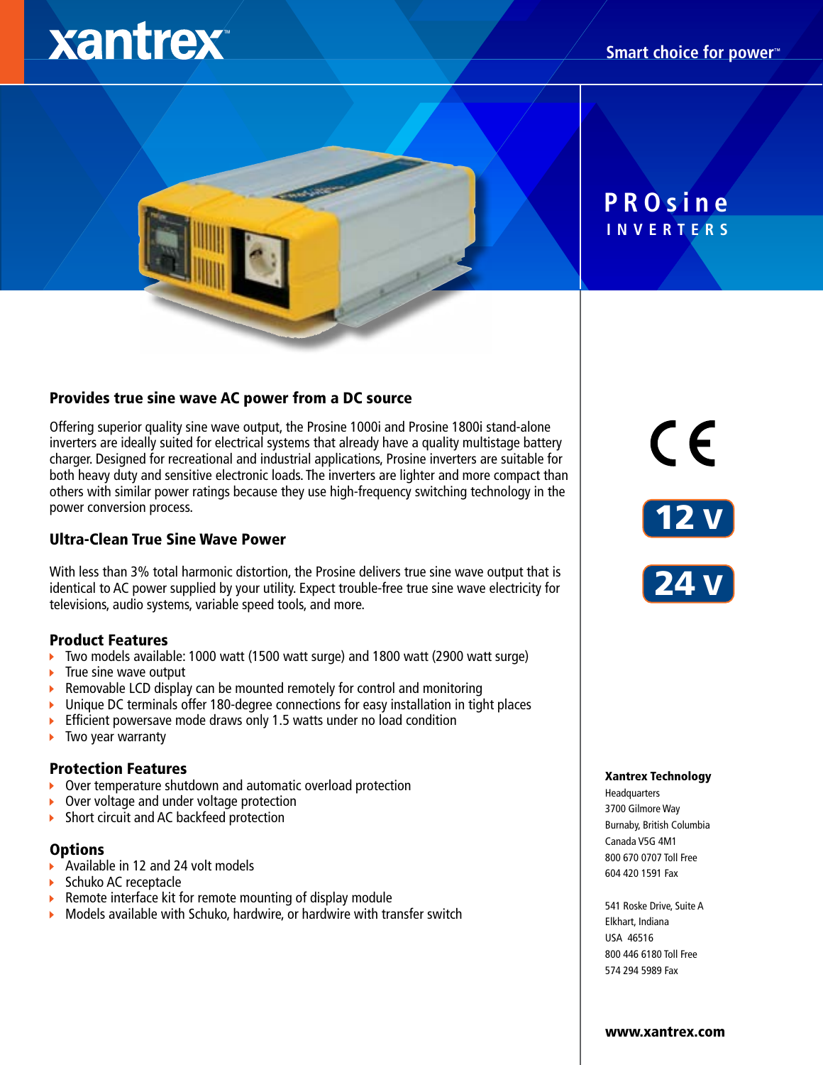xantrex™

Smart choice for power™

# PROsine INVERTERS

## Provides true sine wave AC power from a DC source

Offering superior quality sine wave output, the Prosine 1000i and Prosine 1800i stand-alone inverters are ideally suited for electrical systems that already have a quality multistage battery charger. Designed for recreational and industrial applications, Prosine inverters are suitable for both heavy duty and sensitive electronic loads. The inverters are lighter and more compact than others with similar power ratings because they use high-frequency switching technology in the power conversion process.

## Ultra-Clean True Sine Wave Power

With less than 3% total harmonic distortion, the Prosine delivers true sine wave output that is identical to AC power supplied by your utility. Expect trouble-free true sine wave electricity for televisions, audio systems, variable speed tools, and more.

### Product Features

- Two models available: 1000 watt (1500 watt surge) and 1800 watt (2900 watt surge)
- True sine wave output
- Removable LCD display can be mounted remotely for control and monitoring
- Unique DC terminals offer 180-degree connections for easy installation in tight places
- Efficient powersave mode draws only 1.5 watts under no load condition
- Two year warranty

### Protection Features

- Over temperature shutdown and automatic overload protection
- Over voltage and under voltage protection
- Short circuit and AC backfeed protection

### Options

- Available in 12 and 24 volt models
- Schuko AC receptacle
- Remote interface kit for remote mounting of display module
- Models available with Schuko, hardwire, or hardwire with transfer switch

CE

12 V

24 V

**Xantrex Technology**
Headquarters
3700 Gilmore Way
Burnaby, British Columbia
Canada V5G 4M1
800 670 0707 Toll Free
604 420 1591 Fax

541 Roske Drive, Suite A
Elkhart, Indiana
USA 46516
800 446 6180 Toll Free
574 294 5989 Fax

**www.xantrex.com**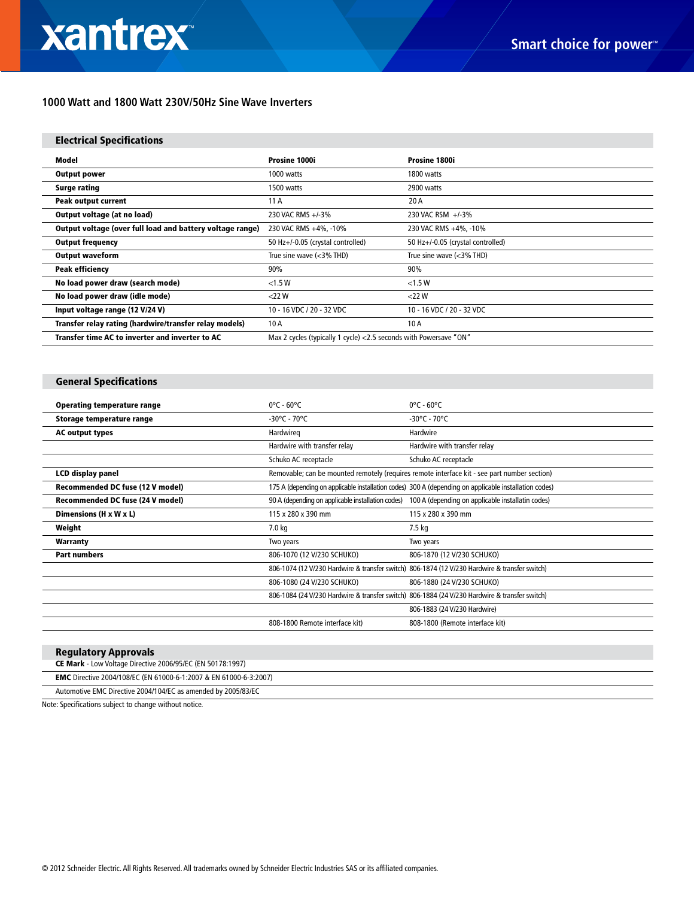xantrex™ Smart choice for power™

## 1000 Watt and 1800 Watt 230V/50Hz Sine Wave Inverters

### Electrical Specifications

| Model | Prosine 1000i | Prosine 1800i |
|---|---|---|
| Output power | 1000 watts | 1800 watts |
| Surge rating | 1500 watts | 2900 watts |
| Peak output current | 11 A | 20 A |
| Output voltage (at no load) | 230 VAC RMS +/-3% | 230 VAC RSM +/-3% |
| Output voltage (over full load and battery voltage range) | 230 VAC RMS +4%, -10% | 230 VAC RMS +4%, -10% |
| Output frequency | 50 Hz+/-0.05 (crystal controlled) | 50 Hz+/-0.05 (crystal controlled) |
| Output waveform | True sine wave (<3% THD) | True sine wave (<3% THD) |
| Peak efficiency | 90% | 90% |
| No load power draw (search mode) | <1.5 W | <1.5 W |
| No load power draw (idle mode) | <22 W | <22 W |
| Input voltage range (12 V/24 V) | 10 - 16 VDC / 20 - 32 VDC | 10 - 16 VDC / 20 - 32 VDC |
| Transfer relay rating (hardwire/transfer relay models) | 10 A | 10 A |
| Transfer time AC to inverter and inverter to AC | Max 2 cycles (typically 1 cycle) <2.5 seconds with Powersave "ON" | |

### General Specifications

| | | |
|---|---|---|
| Operating temperature range | 0°C - 60°C | 0°C - 60°C |
| Storage temperature range | -30°C - 70°C | -30°C - 70°C |
| AC output types | Hardwireq | Hardwire |
| | Hardwire with transfer relay | Hardwire with transfer relay |
| | Schuko AC receptacle | Schuko AC receptacle |
| LCD display panel | Removable; can be mounted remotely (requires remote interface kit - see part number section) | |
| Recommended DC fuse (12 V model) | 175 A (depending on applicable installation codes) | 300 A (depending on applicable installation codes) |
| Recommended DC fuse (24 V model) | 90 A (depending on applicable installation codes) | 100 A (depending on applicable installatin codes) |
| Dimensions (H x W x L) | 115 x 280 x 390 mm | 115 x 280 x 390 mm |
| Weight | 7.0 kg | 7.5 kg |
| Warranty | Two years | Two years |
| Part numbers | 806-1070 (12 V/230 SCHUKO) | 806-1870 (12 V/230 SCHUKO) |
| | 806-1074 (12 V/230 Hardwire & transfer switch) | 806-1874 (12 V/230 Hardwire & transfer switch) |
| | 806-1080 (24 V/230 SCHUKO) | 806-1880 (24 V/230 SCHUKO) |
| | 806-1084 (24 V/230 Hardwire & transfer switch) | 806-1884 (24 V/230 Hardwire & transfer switch) |
| | | 806-1883 (24 V/230 Hardwire) |
| | 808-1800 Remote interface kit) | 808-1800 (Remote interface kit) |

### Regulatory Approvals

**CE Mark** - Low Voltage Directive 2006/95/EC (EN 50178:1997)

**EMC** Directive 2004/108/EC (EN 61000-6-1:2007 & EN 61000-6-3:2007)

Automotive EMC Directive 2004/104/EC as amended by 2005/83/EC

Note: Specifications subject to change without notice.

© 2012 Schneider Electric. All Rights Reserved. All trademarks owned by Schneider Electric Industries SAS or its affiliated companies.